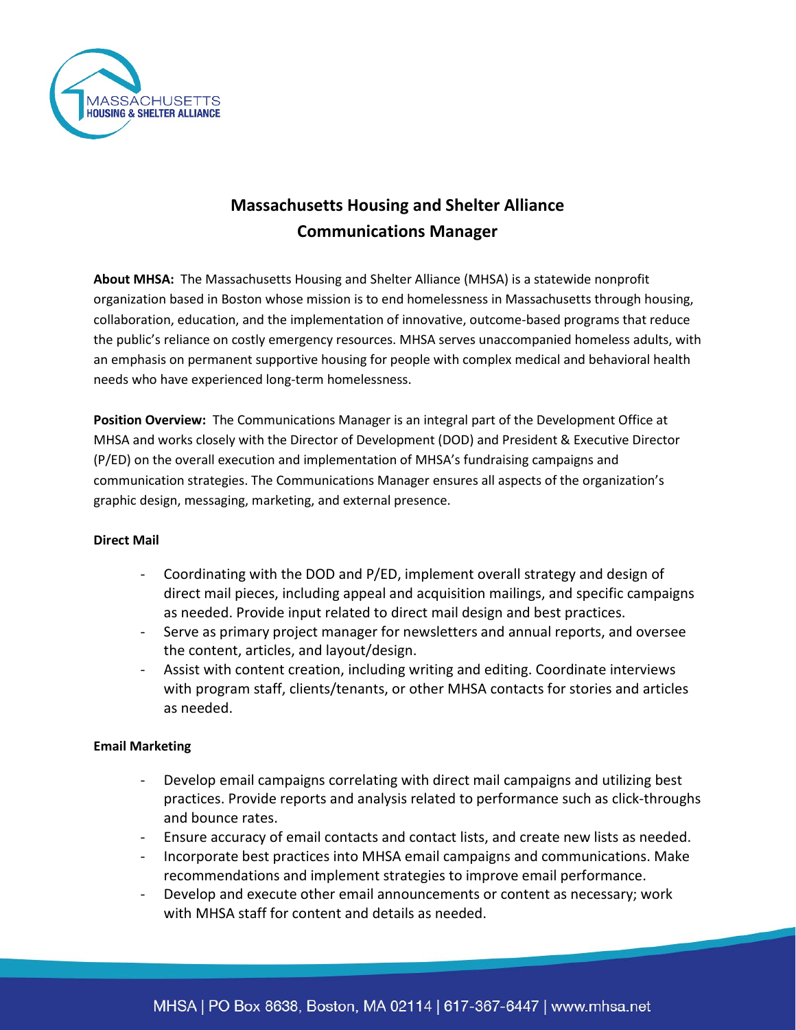# Massachusetts Housing and Shelter Alliance
# Communications Manager

**About MHSA:** The Massachusetts Housing and Shelter Alliance (MHSA) is a statewide nonprofit organization based in Boston whose mission is to end homelessness in Massachusetts through housing, collaboration, education, and the implementation of innovative, outcome-based programs that reduce the public's reliance on costly emergency resources. MHSA serves unaccompanied homeless adults, with an emphasis on permanent supportive housing for people with complex medical and behavioral health needs who have experienced long-term homelessness.

**Position Overview:** The Communications Manager is an integral part of the Development Office at MHSA and works closely with the Director of Development (DOD) and President & Executive Director (P/ED) on the overall execution and implementation of MHSA's fundraising campaigns and communication strategies. The Communications Manager ensures all aspects of the organization's graphic design, messaging, marketing, and external presence.

**Direct Mail**

- Coordinating with the DOD and P/ED, implement overall strategy and design of direct mail pieces, including appeal and acquisition mailings, and specific campaigns as needed. Provide input related to direct mail design and best practices.
- Serve as primary project manager for newsletters and annual reports, and oversee the content, articles, and layout/design.
- Assist with content creation, including writing and editing. Coordinate interviews with program staff, clients/tenants, or other MHSA contacts for stories and articles as needed.

**Email Marketing**

- Develop email campaigns correlating with direct mail campaigns and utilizing best practices. Provide reports and analysis related to performance such as click-throughs and bounce rates.
- Ensure accuracy of email contacts and contact lists, and create new lists as needed.
- Incorporate best practices into MHSA email campaigns and communications. Make recommendations and implement strategies to improve email performance.
- Develop and execute other email announcements or content as necessary; work with MHSA staff for content and details as needed.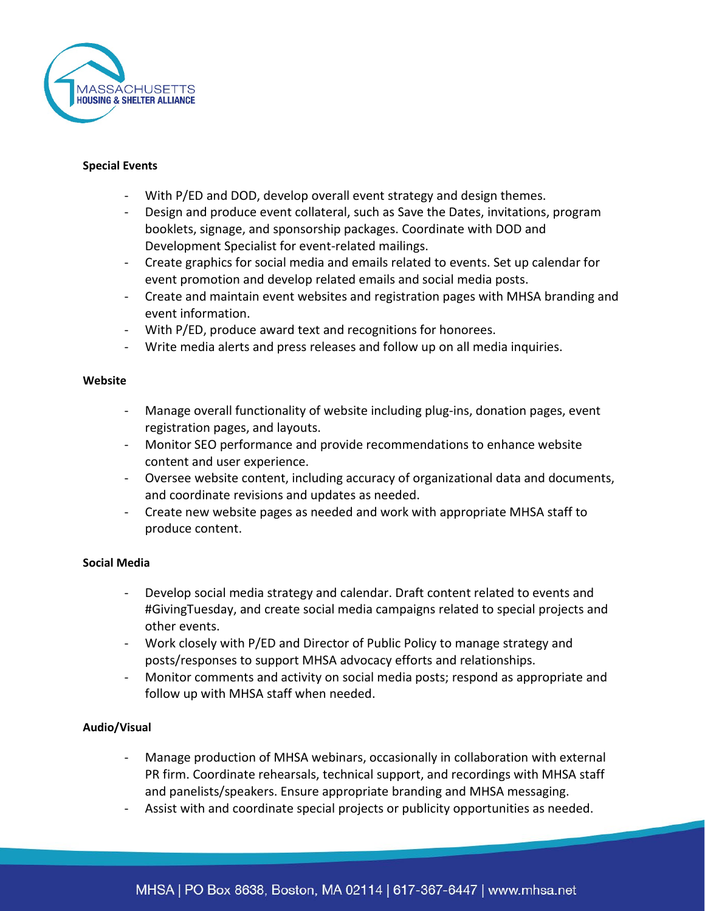**Special Events**

- With P/ED and DOD, develop overall event strategy and design themes.
- Design and produce event collateral, such as Save the Dates, invitations, program booklets, signage, and sponsorship packages. Coordinate with DOD and Development Specialist for event-related mailings.
- Create graphics for social media and emails related to events. Set up calendar for event promotion and develop related emails and social media posts.
- Create and maintain event websites and registration pages with MHSA branding and event information.
- With P/ED, produce award text and recognitions for honorees.
- Write media alerts and press releases and follow up on all media inquiries.

**Website**

- Manage overall functionality of website including plug-ins, donation pages, event registration pages, and layouts.
- Monitor SEO performance and provide recommendations to enhance website content and user experience.
- Oversee website content, including accuracy of organizational data and documents, and coordinate revisions and updates as needed.
- Create new website pages as needed and work with appropriate MHSA staff to produce content.

**Social Media**

- Develop social media strategy and calendar. Draft content related to events and #GivingTuesday, and create social media campaigns related to special projects and other events.
- Work closely with P/ED and Director of Public Policy to manage strategy and posts/responses to support MHSA advocacy efforts and relationships.
- Monitor comments and activity on social media posts; respond as appropriate and follow up with MHSA staff when needed.

**Audio/Visual**

- Manage production of MHSA webinars, occasionally in collaboration with external PR firm. Coordinate rehearsals, technical support, and recordings with MHSA staff and panelists/speakers. Ensure appropriate branding and MHSA messaging.
- Assist with and coordinate special projects or publicity opportunities as needed.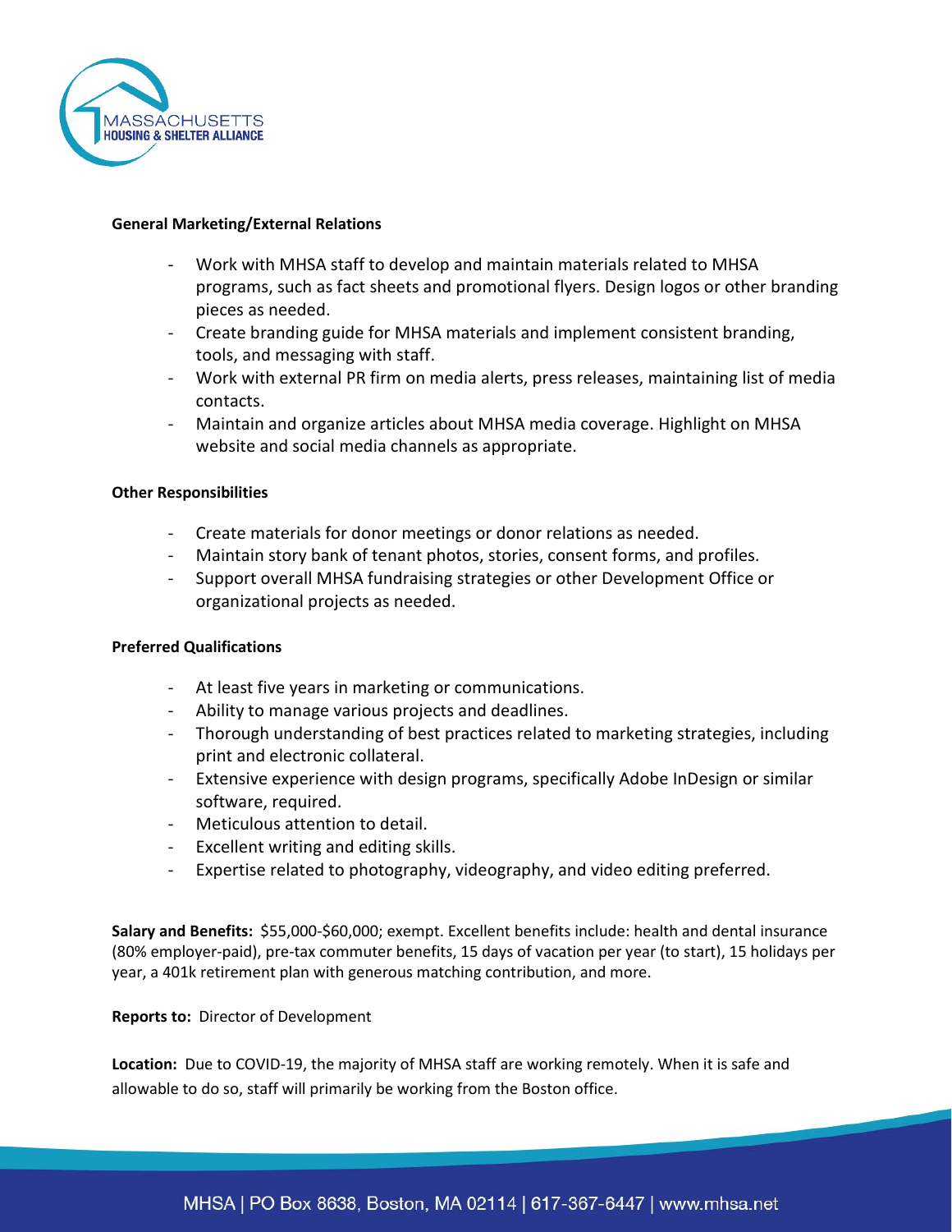**General Marketing/External Relations**

- Work with MHSA staff to develop and maintain materials related to MHSA programs, such as fact sheets and promotional flyers. Design logos or other branding pieces as needed.
- Create branding guide for MHSA materials and implement consistent branding, tools, and messaging with staff.
- Work with external PR firm on media alerts, press releases, maintaining list of media contacts.
- Maintain and organize articles about MHSA media coverage. Highlight on MHSA website and social media channels as appropriate.

**Other Responsibilities**

- Create materials for donor meetings or donor relations as needed.
- Maintain story bank of tenant photos, stories, consent forms, and profiles.
- Support overall MHSA fundraising strategies or other Development Office or organizational projects as needed.

**Preferred Qualifications**

- At least five years in marketing or communications.
- Ability to manage various projects and deadlines.
- Thorough understanding of best practices related to marketing strategies, including print and electronic collateral.
- Extensive experience with design programs, specifically Adobe InDesign or similar software, required.
- Meticulous attention to detail.
- Excellent writing and editing skills.
- Expertise related to photography, videography, and video editing preferred.

**Salary and Benefits:** $55,000-$60,000; exempt. Excellent benefits include: health and dental insurance (80% employer-paid), pre-tax commuter benefits, 15 days of vacation per year (to start), 15 holidays per year, a 401k retirement plan with generous matching contribution, and more.

**Reports to:** Director of Development

**Location:** Due to COVID-19, the majority of MHSA staff are working remotely. When it is safe and allowable to do so, staff will primarily be working from the Boston office.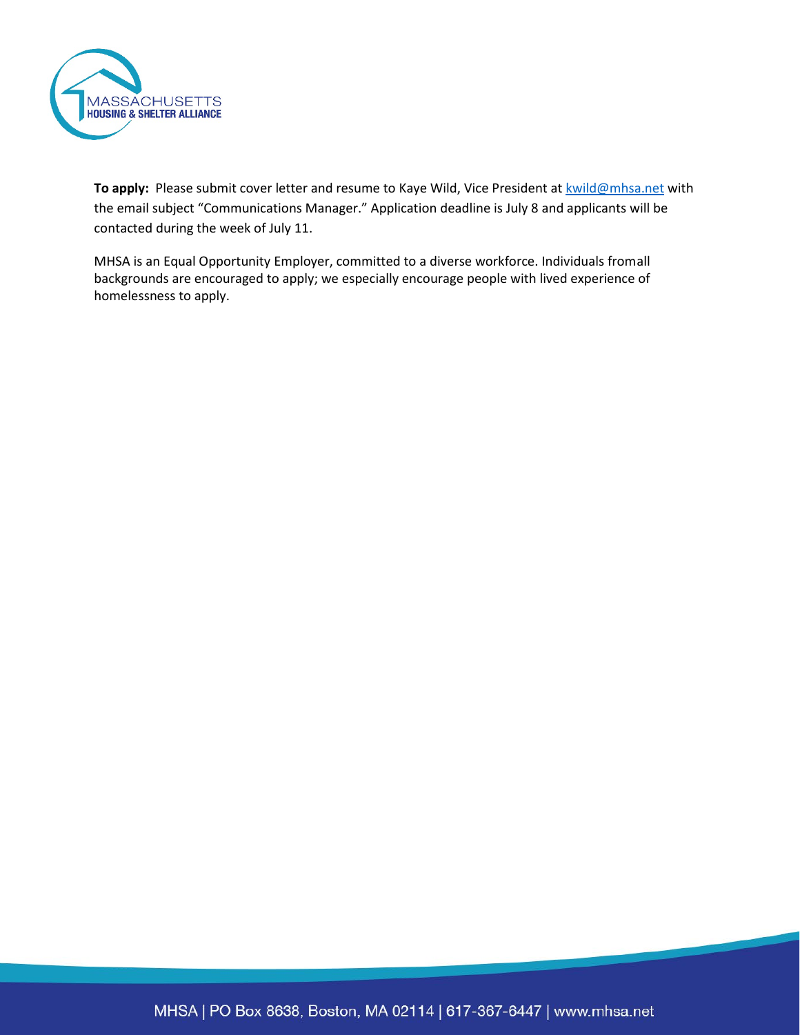**To apply:** Please submit cover letter and resume to Kaye Wild, Vice President at kwild@mhsa.net with the email subject "Communications Manager." Application deadline is July 8 and applicants will be contacted during the week of July 11.

MHSA is an Equal Opportunity Employer, committed to a diverse workforce. Individuals fromall backgrounds are encouraged to apply; we especially encourage people with lived experience of homelessness to apply.